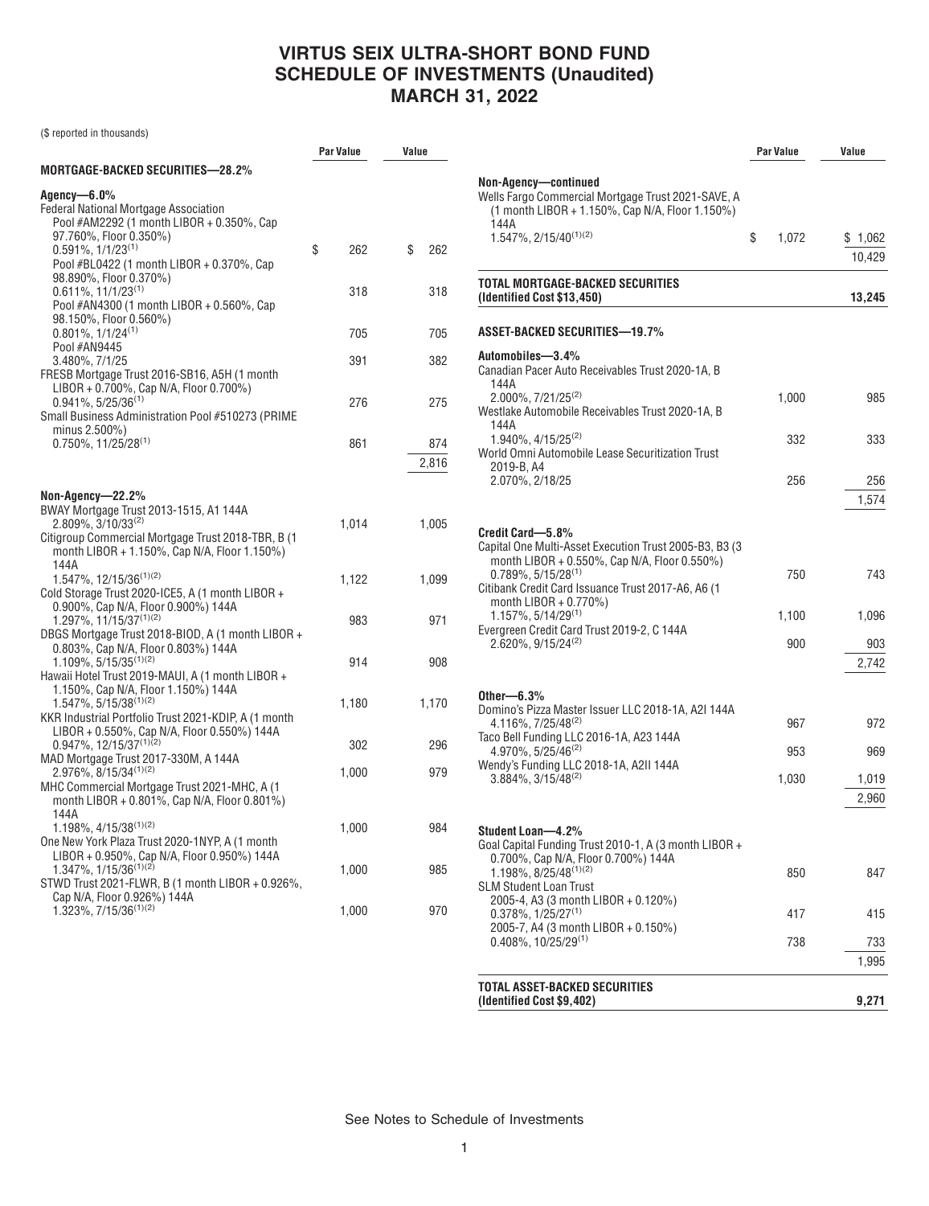# VIRTUS SEIX ULTRA-SHORT BOND FUND
# SCHEDULE OF INVESTMENTS (Unaudited)
# MARCH 31, 2022

($ reported in thousands)

| | Par Value | Value |
|---|---|---|
| **MORTGAGE-BACKED SECURITIES—28.2%** | | |
| **Agency—6.0%** | | |
| Federal National Mortgage Association | | |
| Pool #AM2292 (1 month LIBOR + 0.350%, Cap 97.760%, Floor 0.350%) 0.591%, 1/1/23[1] | $ 262 | $ 262 |
| Pool #BL0422 (1 month LIBOR + 0.370%, Cap 98.890%, Floor 0.370%) 0.611%, 11/1/23[1] | 318 | 318 |
| Pool #AN4300 (1 month LIBOR + 0.560%, Cap 98.150%, Floor 0.560%) 0.801%, 1/1/24[1] | 705 | 705 |
| Pool #AN9445 3.480%, 7/1/25 | 391 | 382 |
| FRESB Mortgage Trust 2016-SB16, A5H (1 month LIBOR + 0.700%, Cap N/A, Floor 0.700%) 0.941%, 5/25/36[1] | 276 | 275 |
| Small Business Administration Pool #510273 (PRIME minus 2.500%) 0.750%, 11/25/28[1] | 861 | 874 |
| | | 2,816 |
| **Non-Agency—22.2%** | | |
| BWAY Mortgage Trust 2013-1515, A1 144A 2.809%, 3/10/33[2] | 1,014 | 1,005 |
| Citigroup Commercial Mortgage Trust 2018-TBR, B (1 month LIBOR + 1.150%, Cap N/A, Floor 1.150%) 144A 1.547%, 12/15/36[1][2] | 1,122 | 1,099 |
| Cold Storage Trust 2020-ICE5, A (1 month LIBOR + 0.900%, Cap N/A, Floor 0.900%) 144A 1.297%, 11/15/37[1][2] | 983 | 971 |
| DBGS Mortgage Trust 2018-BIOD, A (1 month LIBOR + 0.803%, Cap N/A, Floor 0.803%) 144A 1.109%, 5/15/35[1][2] | 914 | 908 |
| Hawaii Hotel Trust 2019-MAUI, A (1 month LIBOR + 1.150%, Cap N/A, Floor 1.150%) 144A 1.547%, 5/15/38[1][2] | 1,180 | 1,170 |
| KKR Industrial Portfolio Trust 2021-KDIP, A (1 month LIBOR + 0.550%, Cap N/A, Floor 0.550%) 144A 0.947%, 12/15/37[1][2] | 302 | 296 |
| MAD Mortgage Trust 2017-330M, A 144A 2.976%, 8/15/34[1][2] | 1,000 | 979 |
| MHC Commercial Mortgage Trust 2021-MHC, A (1 month LIBOR + 0.801%, Cap N/A, Floor 0.801%) 144A 1.198%, 4/15/38[1][2] | 1,000 | 984 |
| One New York Plaza Trust 2020-1NYP, A (1 month LIBOR + 0.950%, Cap N/A, Floor 0.950%) 144A 1.347%, 1/15/36[1][2] | 1,000 | 985 |
| STWD Trust 2021-FLWR, B (1 month LIBOR + 0.926%, Cap N/A, Floor 0.926%) 144A 1.323%, 7/15/36[1][2] | 1,000 | 970 |
| **Non-Agency—continued** | | |
| Wells Fargo Commercial Mortgage Trust 2021-SAVE, A (1 month LIBOR + 1.150%, Cap N/A, Floor 1.150%) 144A 1.547%, 2/15/40[1][2] | $ 1,072 | $ 1,062 |
| | | 10,429 |
| **TOTAL MORTGAGE-BACKED SECURITIES (Identified Cost $13,450)** | | **13,245** |
| **ASSET-BACKED SECURITIES—19.7%** | | |
| **Automobiles—3.4%** | | |
| Canadian Pacer Auto Receivables Trust 2020-1A, B 144A 2.000%, 7/21/25[2] | 1,000 | 985 |
| Westlake Automobile Receivables Trust 2020-1A, B 144A 1.940%, 4/15/25[2] | 332 | 333 |
| World Omni Automobile Lease Securitization Trust 2019-B, A4 2.070%, 2/18/25 | 256 | 256 |
| | | 1,574 |
| **Credit Card—5.8%** | | |
| Capital One Multi-Asset Execution Trust 2005-B3, B3 (3 month LIBOR + 0.550%, Cap N/A, Floor 0.550%) 0.789%, 5/15/28[1] | 750 | 743 |
| Citibank Credit Card Issuance Trust 2017-A6, A6 (1 month LIBOR + 0.770%) 1.157%, 5/14/29[1] | 1,100 | 1,096 |
| Evergreen Credit Card Trust 2019-2, C 144A 2.620%, 9/15/24[2] | 900 | 903 |
| | | 2,742 |
| **Other—6.3%** | | |
| Domino's Pizza Master Issuer LLC 2018-1A, A2I 144A 4.116%, 7/25/48[2] | 967 | 972 |
| Taco Bell Funding LLC 2016-1A, A23 144A 4.970%, 5/25/46[2] | 953 | 969 |
| Wendy's Funding LLC 2018-1A, A2II 144A 3.884%, 3/15/48[2] | 1,030 | 1,019 |
| | | 2,960 |
| **Student Loan—4.2%** | | |
| Goal Capital Funding Trust 2010-1, A (3 month LIBOR + 0.700%, Cap N/A, Floor 0.700%) 144A 1.198%, 8/25/48[1][2] | 850 | 847 |
| SLM Student Loan Trust | | |
| 2005-4, A3 (3 month LIBOR + 0.120%) 0.378%, 1/25/27[1] | 417 | 415 |
| 2005-7, A4 (3 month LIBOR + 0.150%) 0.408%, 10/25/29[1] | 738 | 733 |
| | | 1,995 |
| **TOTAL ASSET-BACKED SECURITIES (Identified Cost $9,402)** | | **9,271** |

See Notes to Schedule of Investments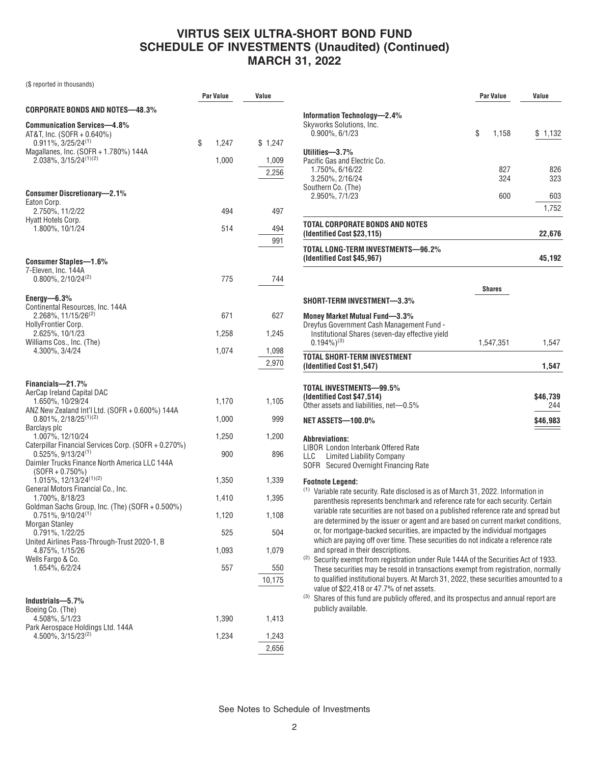# VIRTUS SEIX ULTRA-SHORT BOND FUND
# SCHEDULE OF INVESTMENTS (Unaudited) (Continued)
# MARCH 31, 2022

($ reported in thousands)

| | Par Value | Value |
|---|---|---|
| **CORPORATE BONDS AND NOTES—48.3%** | | |
| **Communication Services—4.8%** | | |
| AT&T, Inc. (SOFR + 0.640%) 0.911%, 3/25/24[1] | $ 1,247 | $ 1,247 |
| Magallanes, Inc. (SOFR + 1.780%) 144A 2.038%, 3/15/24[1][2] | 1,000 | 1,009 |
| | | 2,256 |
| **Consumer Discretionary—2.1%** | | |
| Eaton Corp. 2.750%, 11/2/22 | 494 | 497 |
| Hyatt Hotels Corp. 1.800%, 10/1/24 | 514 | 494 |
| | | 991 |
| **Consumer Staples—1.6%** | | |
| 7-Eleven, Inc. 144A 0.800%, 2/10/24[2] | 775 | 744 |
| **Energy—6.3%** | | |
| Continental Resources, Inc. 144A 2.268%, 11/15/26[2] | 671 | 627 |
| HollyFrontier Corp. 2.625%, 10/1/23 | 1,258 | 1,245 |
| Williams Cos., Inc. (The) 4.300%, 3/4/24 | 1,074 | 1,098 |
| | | 2,970 |
| **Financials—21.7%** | | |
| AerCap Ireland Capital DAC 1.650%, 10/29/24 | 1,170 | 1,105 |
| ANZ New Zealand Int'l Ltd. (SOFR + 0.600%) 144A 0.801%, 2/18/25[1][2] | 1,000 | 999 |
| Barclays plc 1.007%, 12/10/24 | 1,250 | 1,200 |
| Caterpillar Financial Services Corp. (SOFR + 0.270%) 0.525%, 9/13/24[1] | 900 | 896 |
| Daimler Trucks Finance North America LLC 144A (SOFR + 0.750%) 1.015%, 12/13/24[1][2] | 1,350 | 1,339 |
| General Motors Financial Co., Inc. 1.700%, 8/18/23 | 1,410 | 1,395 |
| Goldman Sachs Group, Inc. (The) (SOFR + 0.500%) 0.751%, 9/10/24[1] | 1,120 | 1,108 |
| Morgan Stanley 0.791%, 1/22/25 | 525 | 504 |
| United Airlines Pass-Through-Trust 2020-1, B 4.875%, 1/15/26 | 1,093 | 1,079 |
| Wells Fargo & Co. 1.654%, 6/2/24 | 557 | 550 |
| | | 10,175 |
| **Industrials—5.7%** | | |
| Boeing Co. (The) 4.508%, 5/1/23 | 1,390 | 1,413 |
| Park Aerospace Holdings Ltd. 144A 4.500%, 3/15/23[2] | 1,234 | 1,243 |
| | | 2,656 |
| **Information Technology—2.4%** | | |
| Skyworks Solutions, Inc. 0.900%, 6/1/23 | $ 1,158 | $ 1,132 |
| **Utilities—3.7%** | | |
| Pacific Gas and Electric Co. 1.750%, 6/16/22 | 827 | 826 |
| 3.250%, 2/16/24 | 324 | 323 |
| Southern Co. (The) 2.950%, 7/1/23 | 600 | 603 |
| | | 1,752 |
| **TOTAL CORPORATE BONDS AND NOTES (Identified Cost $23,115)** | | **22,676** |
| **TOTAL LONG-TERM INVESTMENTS—96.2% (Identified Cost $45,967)** | | **45,192** |

| | Shares | |
|---|---|---|
| **SHORT-TERM INVESTMENT—3.3%** | | |
| **Money Market Mutual Fund—3.3%** | | |
| Dreyfus Government Cash Management Fund - Institutional Shares (seven-day effective yield 0.194%)[3] | 1,547,351 | 1,547 |
| **TOTAL SHORT-TERM INVESTMENT (Identified Cost $1,547)** | | **1,547** |
| **TOTAL INVESTMENTS—99.5% (Identified Cost $47,514)** | | **$46,739** |
| Other assets and liabilities, net—0.5% | | 244 |
| **NET ASSETS—100.0%** | | **$46,983** |

**Abbreviations:**

LIBOR London Interbank Offered Rate
LLC Limited Liability Company
SOFR Secured Overnight Financing Rate

**Footnote Legend:**

[1] Variable rate security. Rate disclosed is as of March 31, 2022. Information in parenthesis represents benchmark and reference rate for each security. Certain variable rate securities are not based on a published reference rate and spread but are determined by the issuer or agent and are based on current market conditions, or, for mortgage-backed securities, are impacted by the individual mortgages which are paying off over time. These securities do not indicate a reference rate and spread in their descriptions.

[2] Security exempt from registration under Rule 144A of the Securities Act of 1933. These securities may be resold in transactions exempt from registration, normally to qualified institutional buyers. At March 31, 2022, these securities amounted to a value of $22,418 or 47.7% of net assets.

[3] Shares of this fund are publicly offered, and its prospectus and annual report are publicly available.

See Notes to Schedule of Investments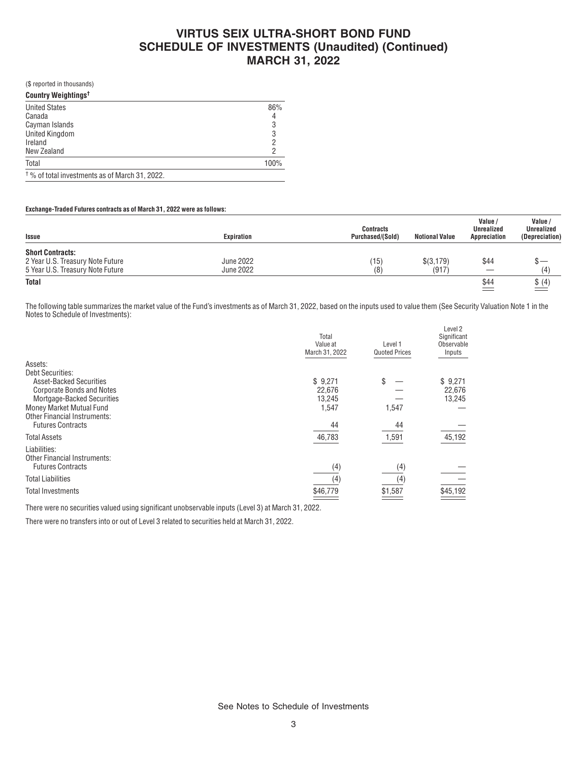# VIRTUS SEIX ULTRA-SHORT BOND FUND
# SCHEDULE OF INVESTMENTS (Unaudited) (Continued)
# MARCH 31, 2022

($ reported in thousands)

| Country Weightings† | |
|---|---|
| United States | 86% |
| Canada | 4 |
| Cayman Islands | 3 |
| United Kingdom | 3 |
| Ireland | 2 |
| New Zealand | 2 |
| Total | 100% |

† % of total investments as of March 31, 2022.

**Exchange-Traded Futures contracts as of March 31, 2022 were as follows:**

| Issue | Expiration | Contracts Purchased/(Sold) | Notional Value | Value / Unrealized Appreciation | Value / Unrealized (Depreciation) |
|---|---|---|---|---|---|
| **Short Contracts:** | | | | | |
| 2 Year U.S. Treasury Note Future | June 2022 | (15) | $(3,179) | $44 | $— |
| 5 Year U.S. Treasury Note Future | June 2022 | (8) | (917) | — | (4) |
| **Total** | | | | $44 | $ (4) |

The following table summarizes the market value of the Fund's investments as of March 31, 2022, based on the inputs used to value them (See Security Valuation Note 1 in the Notes to Schedule of Investments):

| | Total Value at March 31, 2022 | Level 1 Quoted Prices | Level 2 Significant Observable Inputs |
|---|---|---|---|
| Assets: | | | |
| Debt Securities: | | | |
| Asset-Backed Securities | $ 9,271 | $ — | $ 9,271 |
| Corporate Bonds and Notes | 22,676 | — | 22,676 |
| Mortgage-Backed Securities | 13,245 | — | 13,245 |
| Money Market Mutual Fund | 1,547 | 1,547 | — |
| Other Financial Instruments: | | | |
| Futures Contracts | 44 | 44 | — |
| Total Assets | 46,783 | 1,591 | 45,192 |
| Liabilities: | | | |
| Other Financial Instruments: | | | |
| Futures Contracts | (4) | (4) | — |
| Total Liabilities | (4) | (4) | — |
| Total Investments | $46,779 | $1,587 | $45,192 |

There were no securities valued using significant unobservable inputs (Level 3) at March 31, 2022.

There were no transfers into or out of Level 3 related to securities held at March 31, 2022.

See Notes to Schedule of Investments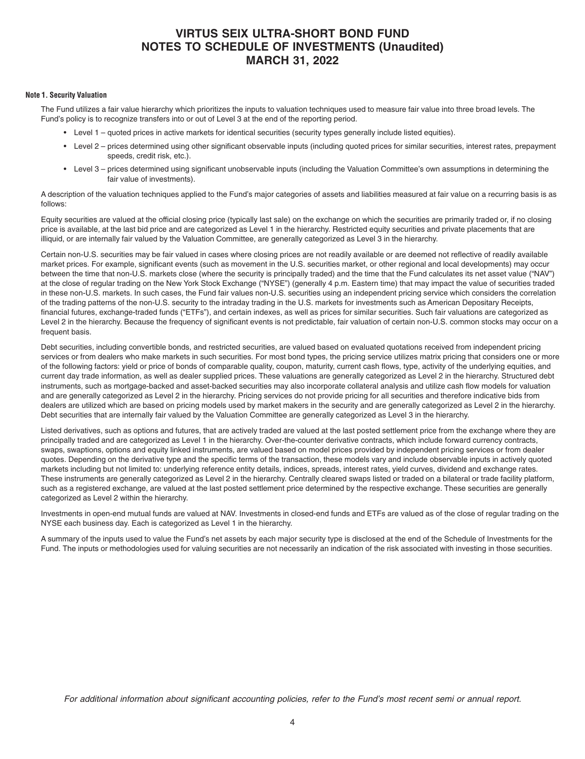# VIRTUS SEIX ULTRA-SHORT BOND FUND
# NOTES TO SCHEDULE OF INVESTMENTS (Unaudited)
# MARCH 31, 2022

**Note 1. Security Valuation**

The Fund utilizes a fair value hierarchy which prioritizes the inputs to valuation techniques used to measure fair value into three broad levels. The Fund's policy is to recognize transfers into or out of Level 3 at the end of the reporting period.

- Level 1 – quoted prices in active markets for identical securities (security types generally include listed equities).
- Level 2 – prices determined using other significant observable inputs (including quoted prices for similar securities, interest rates, prepayment speeds, credit risk, etc.).
- Level 3 – prices determined using significant unobservable inputs (including the Valuation Committee's own assumptions in determining the fair value of investments).

A description of the valuation techniques applied to the Fund's major categories of assets and liabilities measured at fair value on a recurring basis is as follows:

Equity securities are valued at the official closing price (typically last sale) on the exchange on which the securities are primarily traded or, if no closing price is available, at the last bid price and are categorized as Level 1 in the hierarchy. Restricted equity securities and private placements that are illiquid, or are internally fair valued by the Valuation Committee, are generally categorized as Level 3 in the hierarchy.

Certain non-U.S. securities may be fair valued in cases where closing prices are not readily available or are deemed not reflective of readily available market prices. For example, significant events (such as movement in the U.S. securities market, or other regional and local developments) may occur between the time that non-U.S. markets close (where the security is principally traded) and the time that the Fund calculates its net asset value ("NAV") at the close of regular trading on the New York Stock Exchange ("NYSE") (generally 4 p.m. Eastern time) that may impact the value of securities traded in these non-U.S. markets. In such cases, the Fund fair values non-U.S. securities using an independent pricing service which considers the correlation of the trading patterns of the non-U.S. security to the intraday trading in the U.S. markets for investments such as American Depositary Receipts, financial futures, exchange-traded funds ("ETFs"), and certain indexes, as well as prices for similar securities. Such fair valuations are categorized as Level 2 in the hierarchy. Because the frequency of significant events is not predictable, fair valuation of certain non-U.S. common stocks may occur on a frequent basis.

Debt securities, including convertible bonds, and restricted securities, are valued based on evaluated quotations received from independent pricing services or from dealers who make markets in such securities. For most bond types, the pricing service utilizes matrix pricing that considers one or more of the following factors: yield or price of bonds of comparable quality, coupon, maturity, current cash flows, type, activity of the underlying equities, and current day trade information, as well as dealer supplied prices. These valuations are generally categorized as Level 2 in the hierarchy. Structured debt instruments, such as mortgage-backed and asset-backed securities may also incorporate collateral analysis and utilize cash flow models for valuation and are generally categorized as Level 2 in the hierarchy. Pricing services do not provide pricing for all securities and therefore indicative bids from dealers are utilized which are based on pricing models used by market makers in the security and are generally categorized as Level 2 in the hierarchy. Debt securities that are internally fair valued by the Valuation Committee are generally categorized as Level 3 in the hierarchy.

Listed derivatives, such as options and futures, that are actively traded are valued at the last posted settlement price from the exchange where they are principally traded and are categorized as Level 1 in the hierarchy. Over-the-counter derivative contracts, which include forward currency contracts, swaps, swaptions, options and equity linked instruments, are valued based on model prices provided by independent pricing services or from dealer quotes. Depending on the derivative type and the specific terms of the transaction, these models vary and include observable inputs in actively quoted markets including but not limited to: underlying reference entity details, indices, spreads, interest rates, yield curves, dividend and exchange rates. These instruments are generally categorized as Level 2 in the hierarchy. Centrally cleared swaps listed or traded on a bilateral or trade facility platform, such as a registered exchange, are valued at the last posted settlement price determined by the respective exchange. These securities are generally categorized as Level 2 within the hierarchy.

Investments in open-end mutual funds are valued at NAV. Investments in closed-end funds and ETFs are valued as of the close of regular trading on the NYSE each business day. Each is categorized as Level 1 in the hierarchy.

A summary of the inputs used to value the Fund's net assets by each major security type is disclosed at the end of the Schedule of Investments for the Fund. The inputs or methodologies used for valuing securities are not necessarily an indication of the risk associated with investing in those securities.

*For additional information about significant accounting policies, refer to the Fund's most recent semi or annual report.*